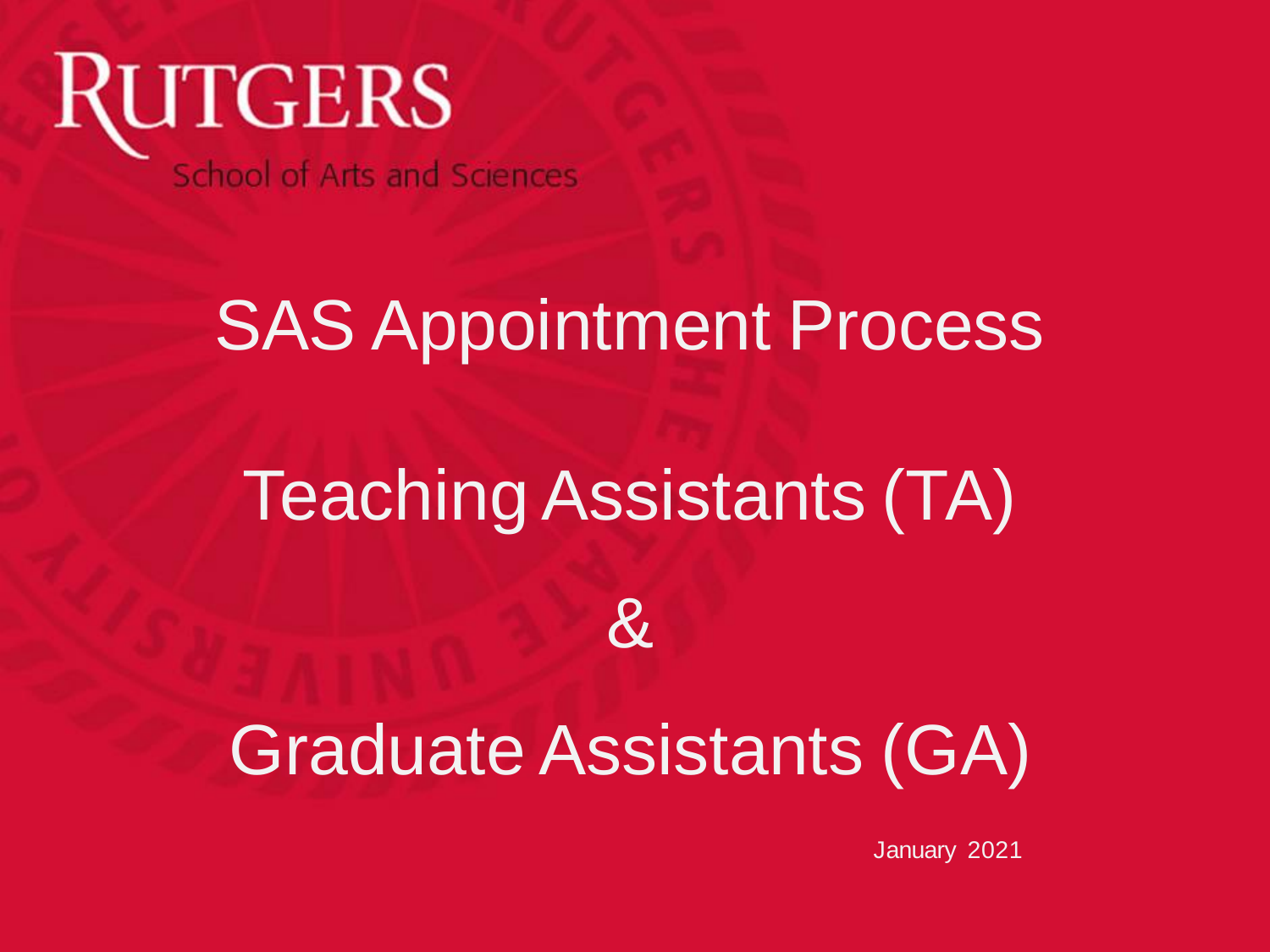RUTGERS

School of Arts and Sciences

# SAS Appointment Process

# Teaching Assistants (TA)

# &

# Graduate Assistants (GA)

January 2021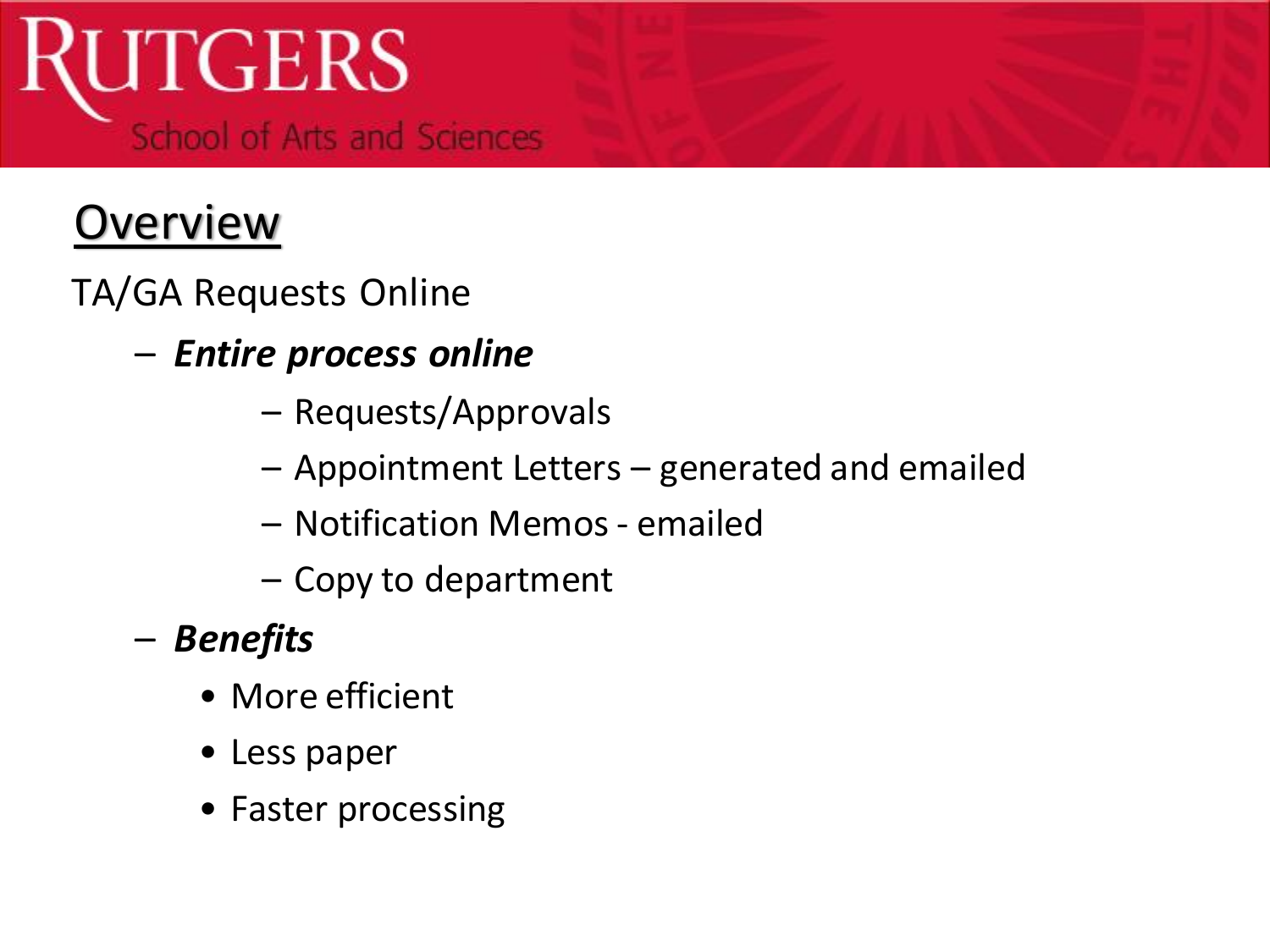## Overview

TA/GA Requests Online

- ***Entire process online***
    - Requests/Approvals
    - Appointment Letters – generated and emailed
    - Notification Memos - emailed
    - Copy to department
- ***Benefits***
    - More efficient
    - Less paper
    - Faster processing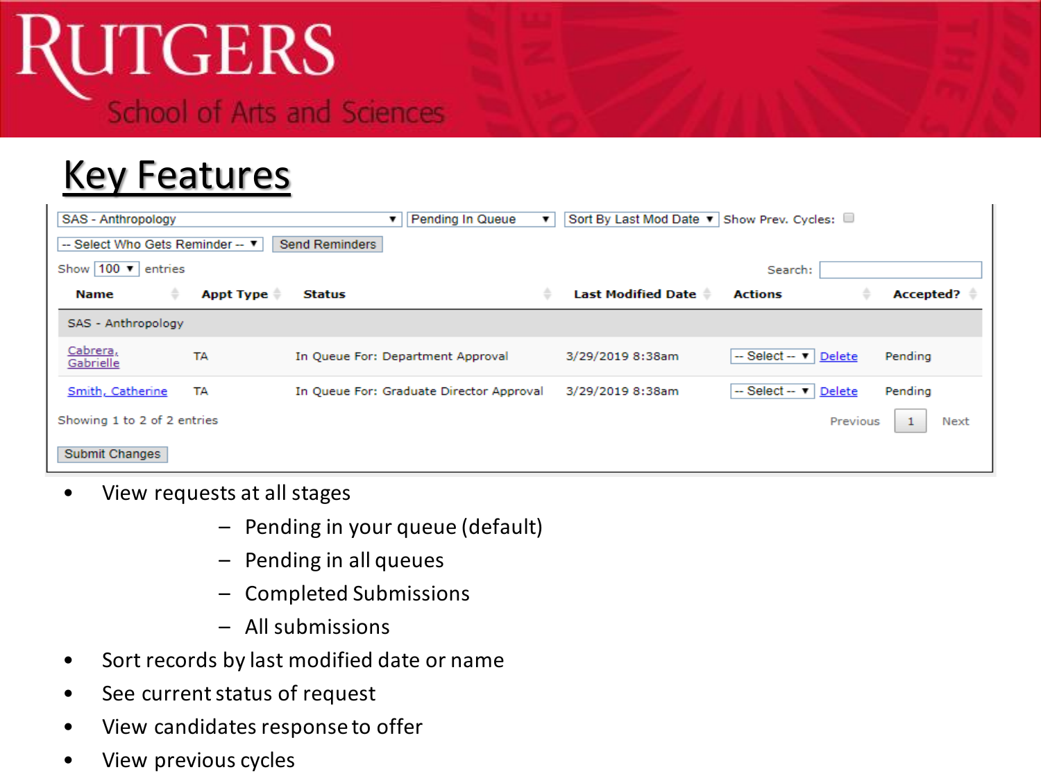# Key Features

SAS - Anthropology | Pending In Queue | Sort By Last Mod Date | Show Prev. Cycles: ☐

-- Select Who Gets Reminder -- | Send Reminders

Show 100 entries

Search:

| Name | Appt Type | Status | Last Modified Date | Actions | Accepted? |
|---|---|---|---|---|---|
| SAS - Anthropology | | | | | |
| Cabrera, Gabrielle | TA | In Queue For: Department Approval | 3/29/2019 8:38am | -- Select -- Delete | Pending |
| Smith, Catherine | TA | In Queue For: Graduate Director Approval | 3/29/2019 8:38am | -- Select -- Delete | Pending |

Showing 1 to 2 of 2 entries

Previous 1 Next

Submit Changes

- View requests at all stages
  - Pending in your queue (default)
  - Pending in all queues
  - Completed Submissions
  - All submissions
- Sort records by last modified date or name
- See current status of request
- View candidates response to offer
- View previous cycles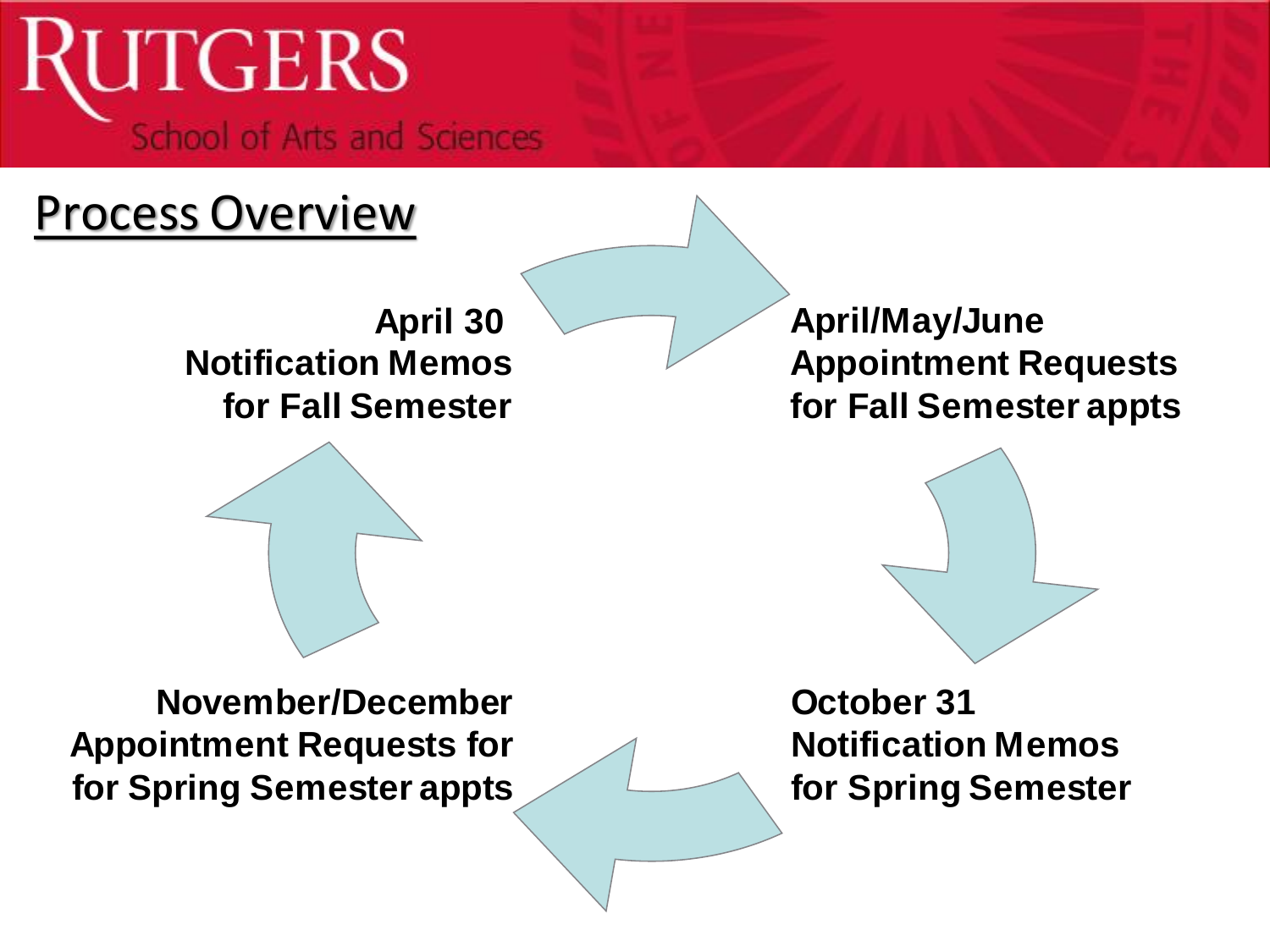## Process Overview

**April 30**
**Notification Memos**
**for Fall Semester**

**April/May/June**
**Appointment Requests**
**for Fall Semester appts**

**October 31**
**Notification Memos**
**for Spring Semester**

**November/December**
**Appointment Requests for**
**for Spring Semester appts**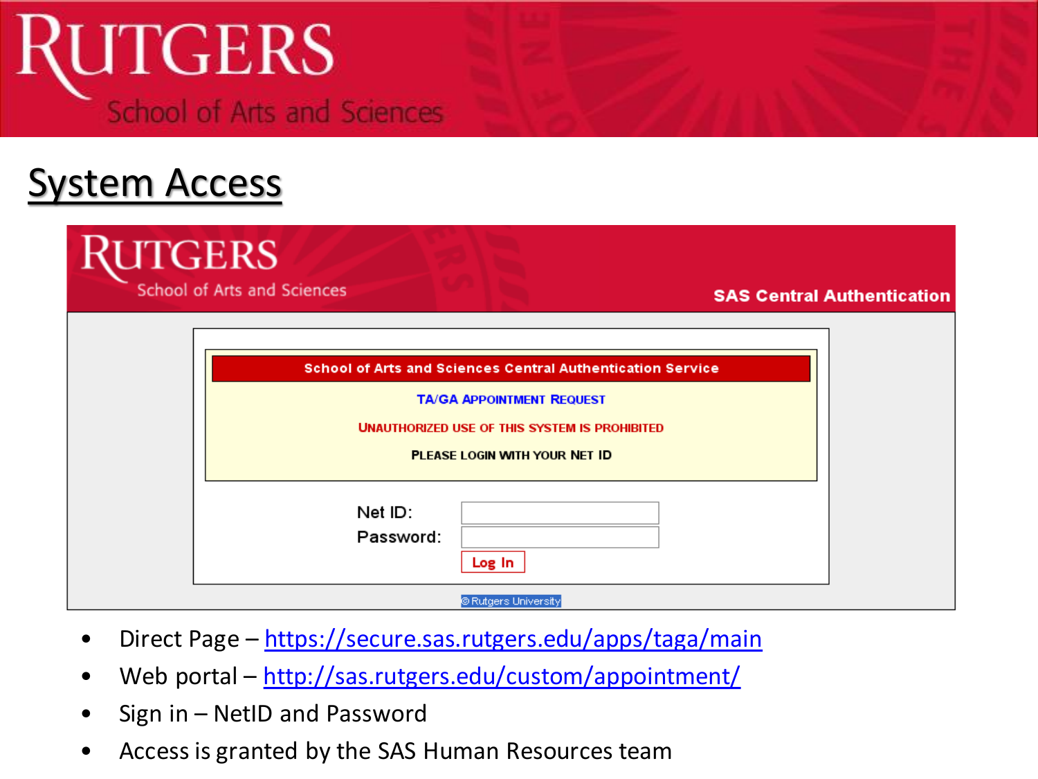# System Access

Rutgers School of Arts and Sciences — SAS Central Authentication

**School of Arts and Sciences Central Authentication Service**

TA/GA APPOINTMENT REQUEST

UNAUTHORIZED USE OF THIS SYSTEM IS PROHIBITED

PLEASE LOGIN WITH YOUR NET ID

Net ID:

Password:

Log In

© Rutgers University

- Direct Page – [https://secure.sas.rutgers.edu/apps/taga/main](https://secure.sas.rutgers.edu/apps/taga/main)
- Web portal – [http://sas.rutgers.edu/custom/appointment/](http://sas.rutgers.edu/custom/appointment/)
- Sign in – NetID and Password
- Access is granted by the SAS Human Resources team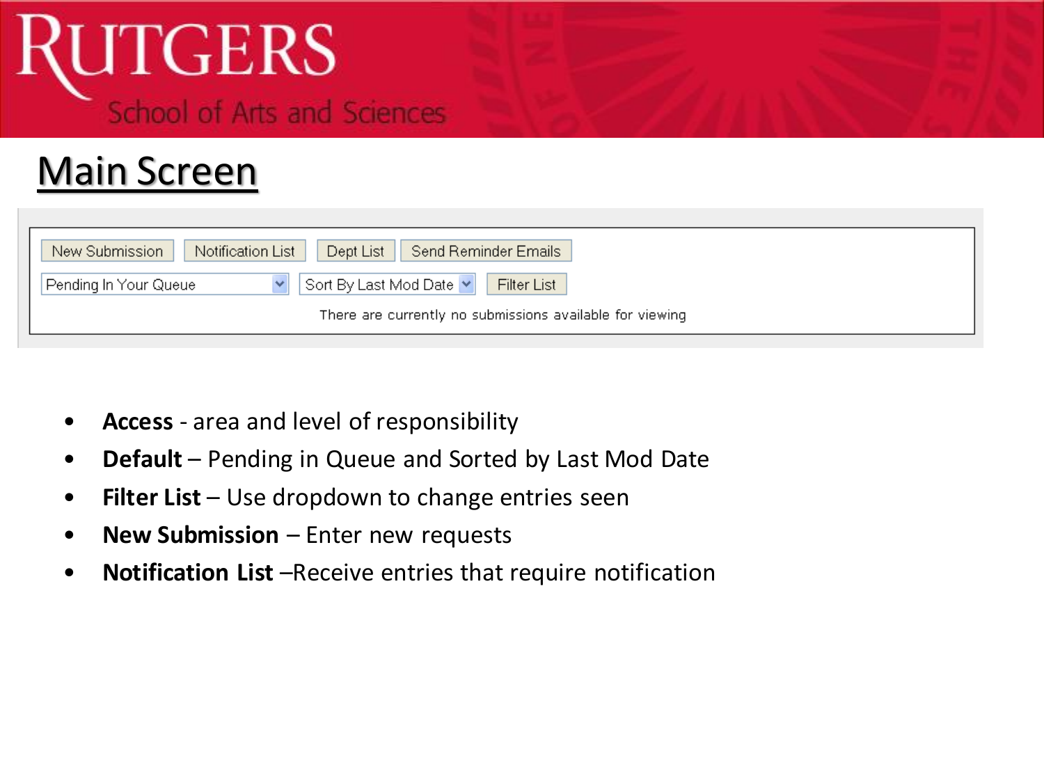# Main Screen

New Submission | Notification List | Dept List | Send Reminder Emails

Pending In Your Queue | Sort By Last Mod Date | Filter List

There are currently no submissions available for viewing

- **Access** - area and level of responsibility
- **Default** – Pending in Queue and Sorted by Last Mod Date
- **Filter List** – Use dropdown to change entries seen
- **New Submission** – Enter new requests
- **Notification List** –Receive entries that require notification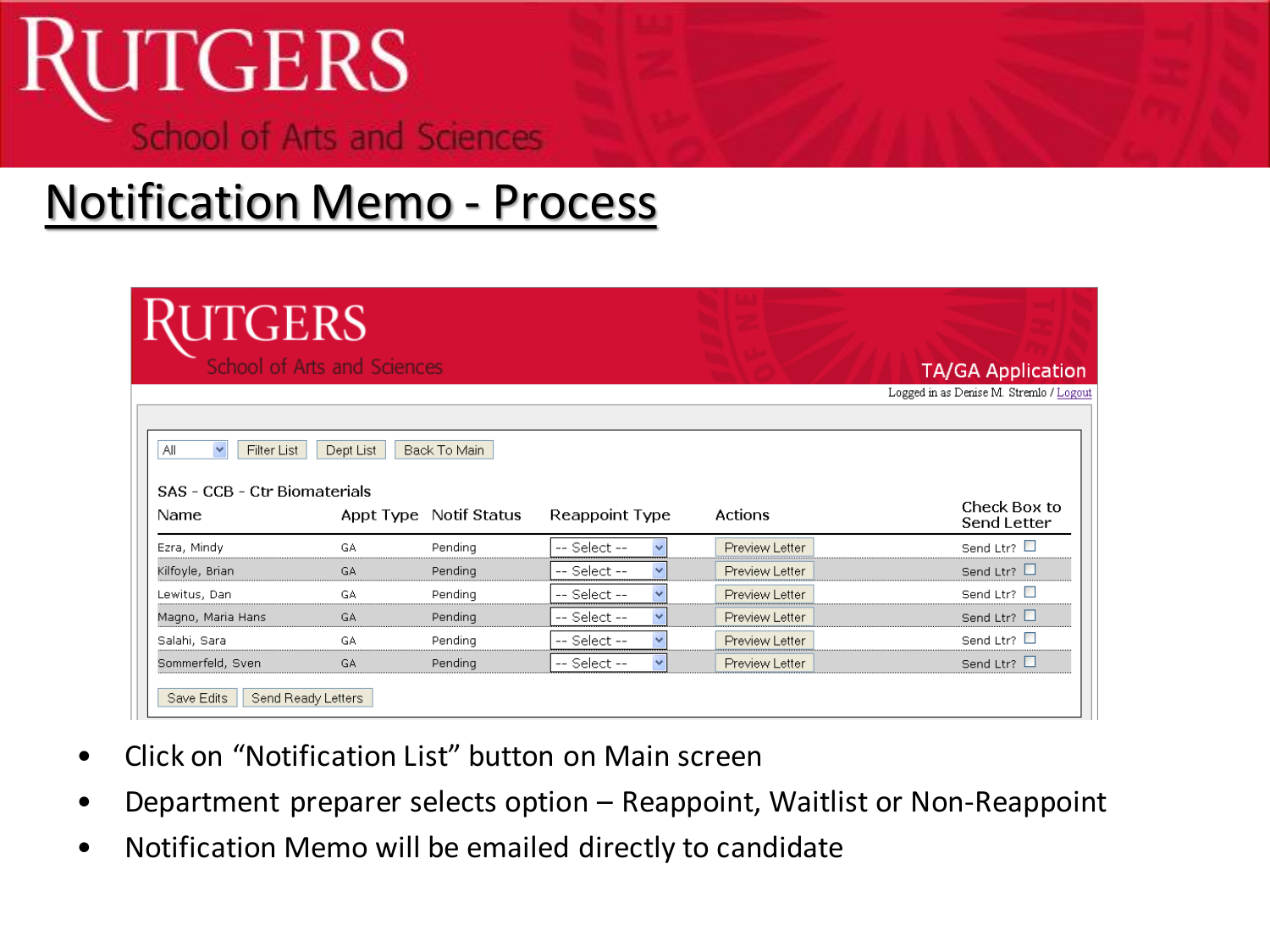# Notification Memo - Process

RUTGERS
School of Arts and Sciences

TA/GA Application

Logged in as Denise M. Stremlo / Logout

All | Filter List | Dept List | Back To Main

SAS - CCB - Ctr Biomaterials

| Name | Appt Type | Notif Status | Reappoint Type | Actions | Check Box to Send Letter |
|---|---|---|---|---|---|
| Ezra, Mindy | GA | Pending | -- Select -- | Preview Letter | Send Ltr? |
| Kilfoyle, Brian | GA | Pending | -- Select -- | Preview Letter | Send Ltr? |
| Lewitus, Dan | GA | Pending | -- Select -- | Preview Letter | Send Ltr? |
| Magno, Maria Hans | GA | Pending | -- Select -- | Preview Letter | Send Ltr? |
| Salahi, Sara | GA | Pending | -- Select -- | Preview Letter | Send Ltr? |
| Sommerfeld, Sven | GA | Pending | -- Select -- | Preview Letter | Send Ltr? |

Save Edits | Send Ready Letters

- Click on “Notification List” button on Main screen
- Department preparer selects option – Reappoint, Waitlist or Non-Reappoint
- Notification Memo will be emailed directly to candidate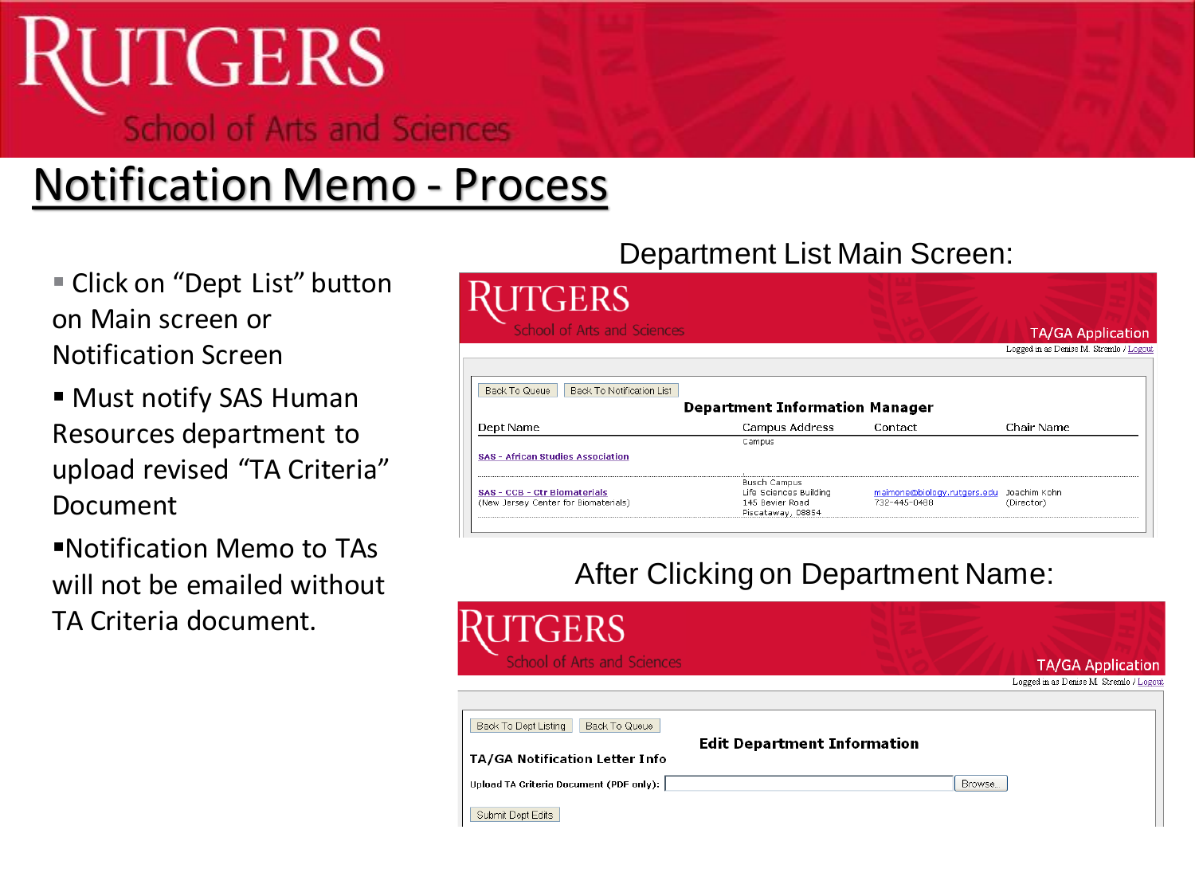# Notification Memo - Process

- Click on "Dept List" button on Main screen or Notification Screen
- Must notify SAS Human Resources department to upload revised "TA Criteria" Document
- Notification Memo to TAs will not be emailed without TA Criteria document.

Department List Main Screen:

RUTGERS School of Arts and Sciences — TA/GA Application

Logged in as Denise M. Stremlo / Logout

Back To Queue | Back To Notification List

**Department Information Manager**

| Dept Name | Campus Address | Contact | Chair Name |
|---|---|---|---|
| SAS - African Studies Association | Campus | | |
| SAS - CCB - Ctr Biomaterials (New Jersey Center for Biomaterials) | Busch Campus Life Sciences Building 145 Bevier Road Piscataway, 08854 | maimone@biology.rutgers.edu 732-445-0488 | Joachim Kohn (Director) |

After Clicking on Department Name:

RUTGERS School of Arts and Sciences — TA/GA Application

Logged in as Denise M. Stremlo / Logout

Back To Dept Listing | Back To Queue

**Edit Department Information**

**TA/GA Notification Letter Info**

Upload TA Criteria Document (PDF only): [ ] Browse...

Submit Dept Edits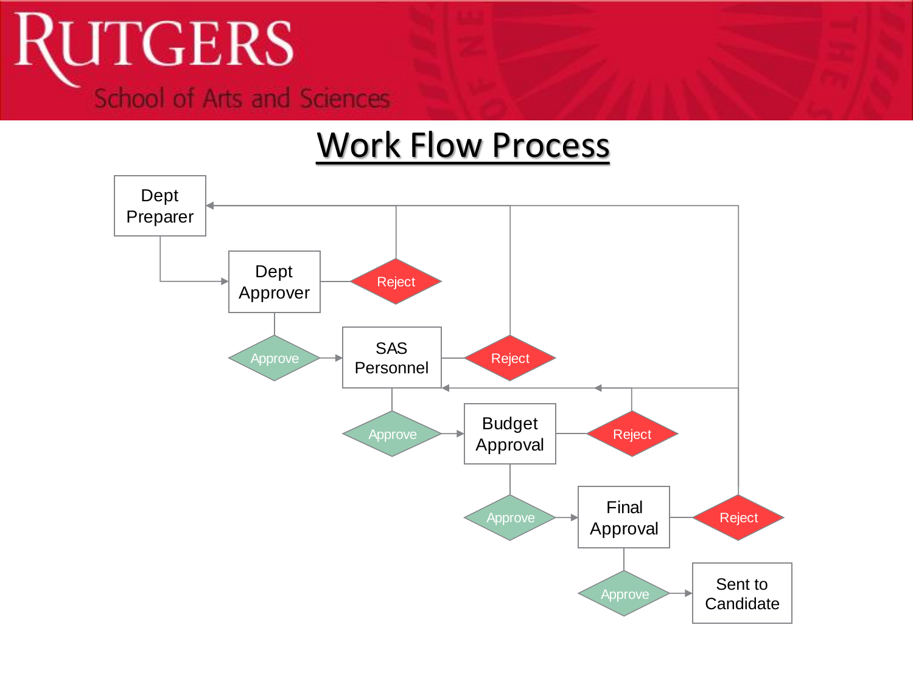# Work Flow Process

Dept Preparer

Dept Approver — Reject

Approve — SAS Personnel — Reject

Approve — Budget Approval — Reject

Approve — Final Approval — Reject

Approve — Sent to Candidate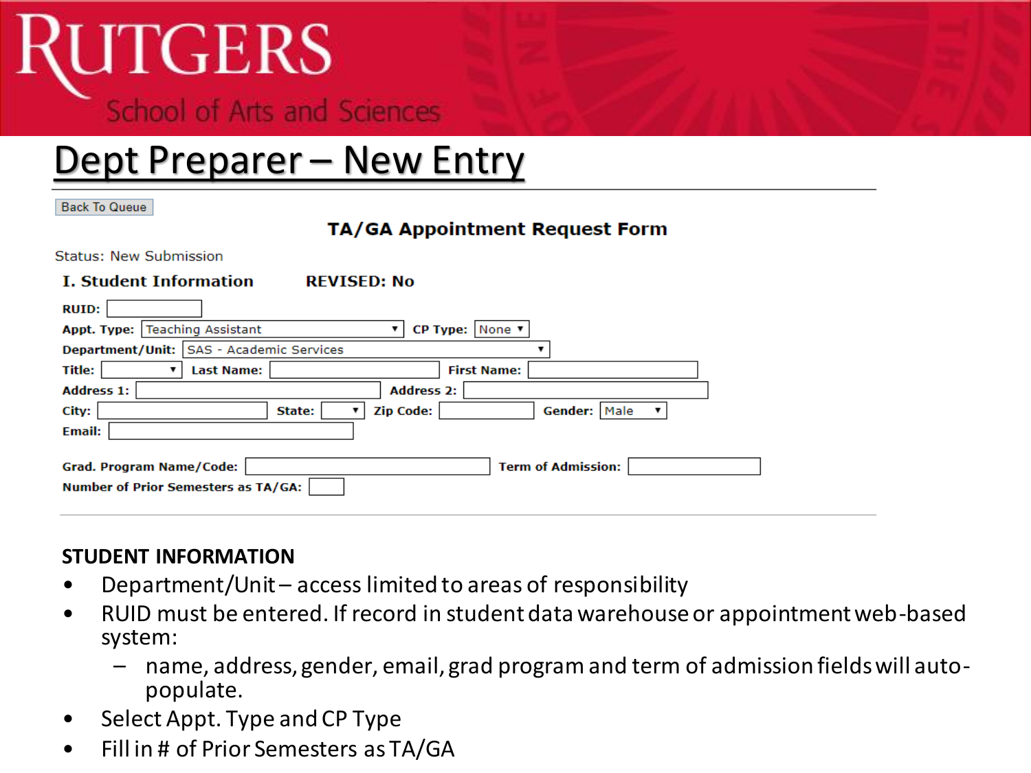RUTGERS

School of Arts and Sciences

# Dept Preparer – New Entry

Back To Queue

**TA/GA Appointment Request Form**

Status: New Submission

**I. Student Information** **REVISED: No**

**RUID:**

**Appt. Type:** Teaching Assistant **CP Type:** None

**Department/Unit:** SAS - Academic Services

**Title:** **Last Name:** **First Name:**

**Address 1:** **Address 2:**

**City:** **State:** **Zip Code:** **Gender:** Male

**Email:**

**Grad. Program Name/Code:** **Term of Admission:**

**Number of Prior Semesters as TA/GA:**

**STUDENT INFORMATION**

- Department/Unit – access limited to areas of responsibility
- RUID must be entered. If record in student data warehouse or appointment web-based system:
  - name, address, gender, email, grad program and term of admission fields will auto-populate.
- Select Appt. Type and CP Type
- Fill in # of Prior Semesters as TA/GA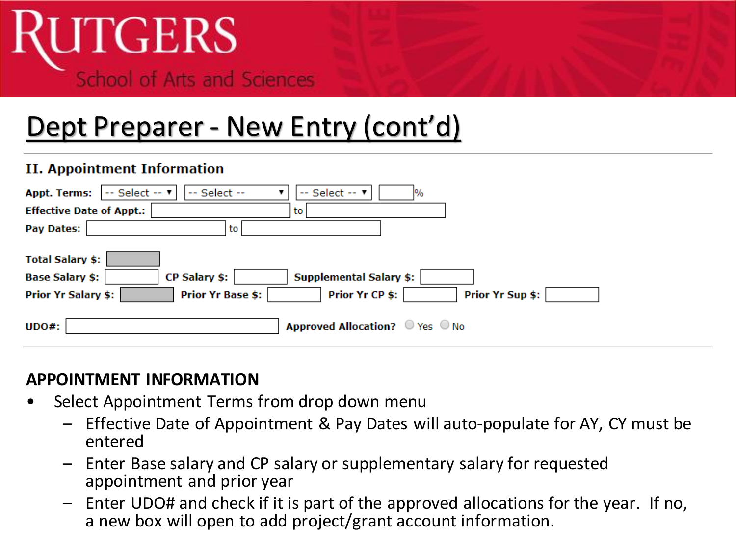# Dept Preparer - New Entry (cont'd)

**II. Appointment Information**

**Appt. Terms:** -- Select -- | -- Select -- | -- Select -- | %

**Effective Date of Appt.:** ____ to ____

**Pay Dates:** ____ to ____

**Total Salary $:**

**Base Salary $:** ____ **CP Salary $:** ____ **Supplemental Salary $:** ____

**Prior Yr Salary $:** ____ **Prior Yr Base $:** ____ **Prior Yr CP $:** ____ **Prior Yr Sup $:** ____

**UDO#:** ____ **Approved Allocation?** ○ Yes ○ No

## APPOINTMENT INFORMATION

- Select Appointment Terms from drop down menu
  - Effective Date of Appointment & Pay Dates will auto-populate for AY, CY must be entered
  - Enter Base salary and CP salary or supplementary salary for requested appointment and prior year
  - Enter UDO# and check if it is part of the approved allocations for the year. If no, a new box will open to add project/grant account information.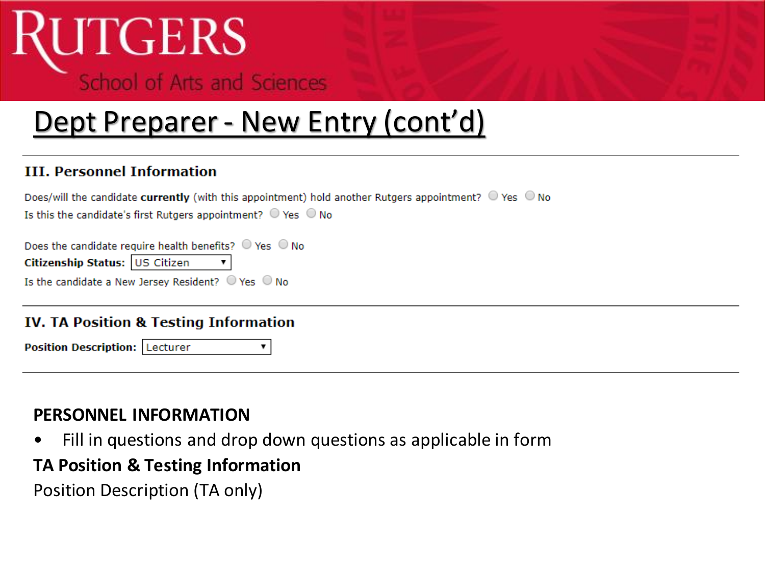# Dept Preparer - New Entry (cont'd)

## III. Personnel Information

Does/will the candidate **currently** (with this appointment) hold another Rutgers appointment? ○ Yes ○ No

Is this the candidate's first Rutgers appointment? ○ Yes ○ No

Does the candidate require health benefits? ○ Yes ○ No

**Citizenship Status:** US Citizen ▾

Is the candidate a New Jersey Resident? ○ Yes ○ No

## IV. TA Position & Testing Information

**Position Description:** Lecturer ▾

---

**PERSONNEL INFORMATION**

- Fill in questions and drop down questions as applicable in form

**TA Position & Testing Information**

Position Description (TA only)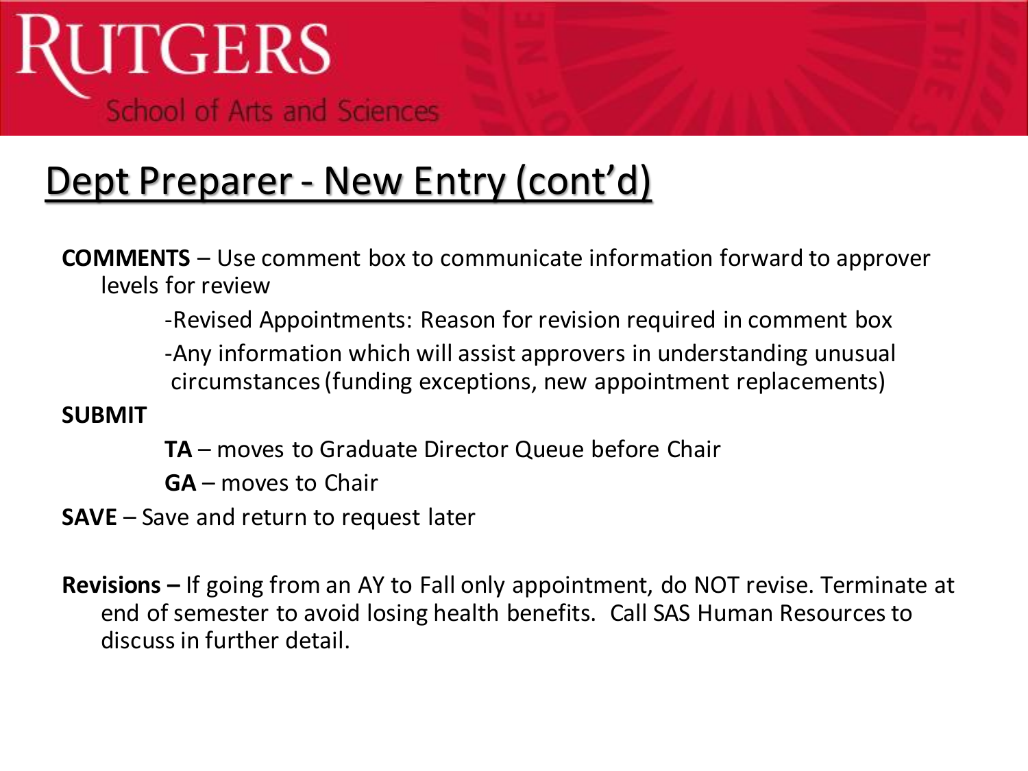# Dept Preparer - New Entry (cont'd)

**COMMENTS** – Use comment box to communicate information forward to approver levels for review

- -Revised Appointments: Reason for revision required in comment box
- -Any information which will assist approvers in understanding unusual circumstances (funding exceptions, new appointment replacements)

**SUBMIT**

- **TA** – moves to Graduate Director Queue before Chair
- **GA** – moves to Chair

**SAVE** – Save and return to request later

**Revisions –** If going from an AY to Fall only appointment, do NOT revise. Terminate at end of semester to avoid losing health benefits. Call SAS Human Resources to discuss in further detail.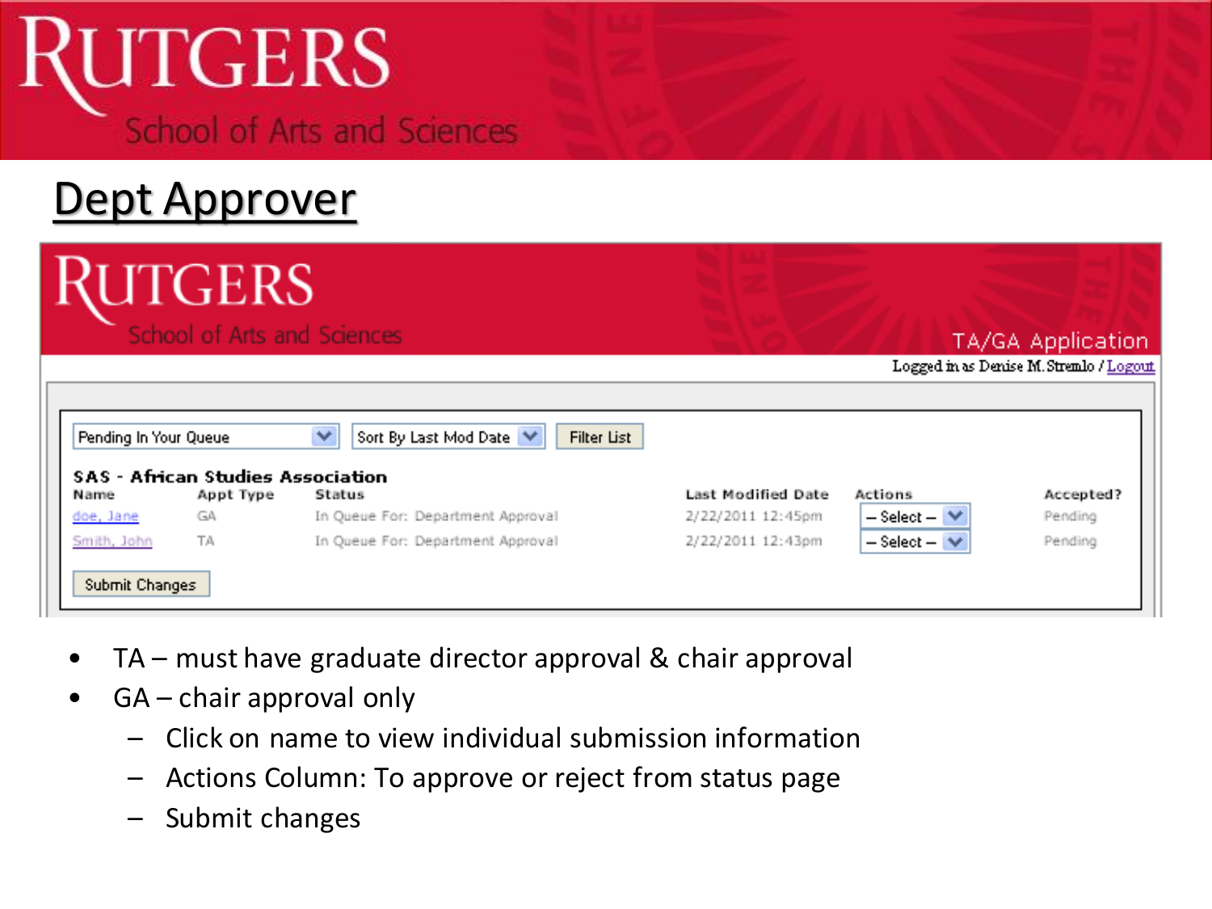## Dept Approver

TA/GA Application

Logged in as Denise M. Stremlo / Logout

Pending In Your Queue | Sort By Last Mod Date | Filter List

**SAS - African Studies Association**

| Name | Appt Type | Status | Last Modified Date | Actions | Accepted? |
|---|---|---|---|---|---|
| doe, Jane | GA | In Queue For: Department Approval | 2/22/2011 12:45pm | -- Select -- | Pending |
| Smith, John | TA | In Queue For: Department Approval | 2/22/2011 12:43pm | -- Select -- | Pending |

Submit Changes

- TA – must have graduate director approval & chair approval
- GA – chair approval only
  - Click on name to view individual submission information
  - Actions Column: To approve or reject from status page
  - Submit changes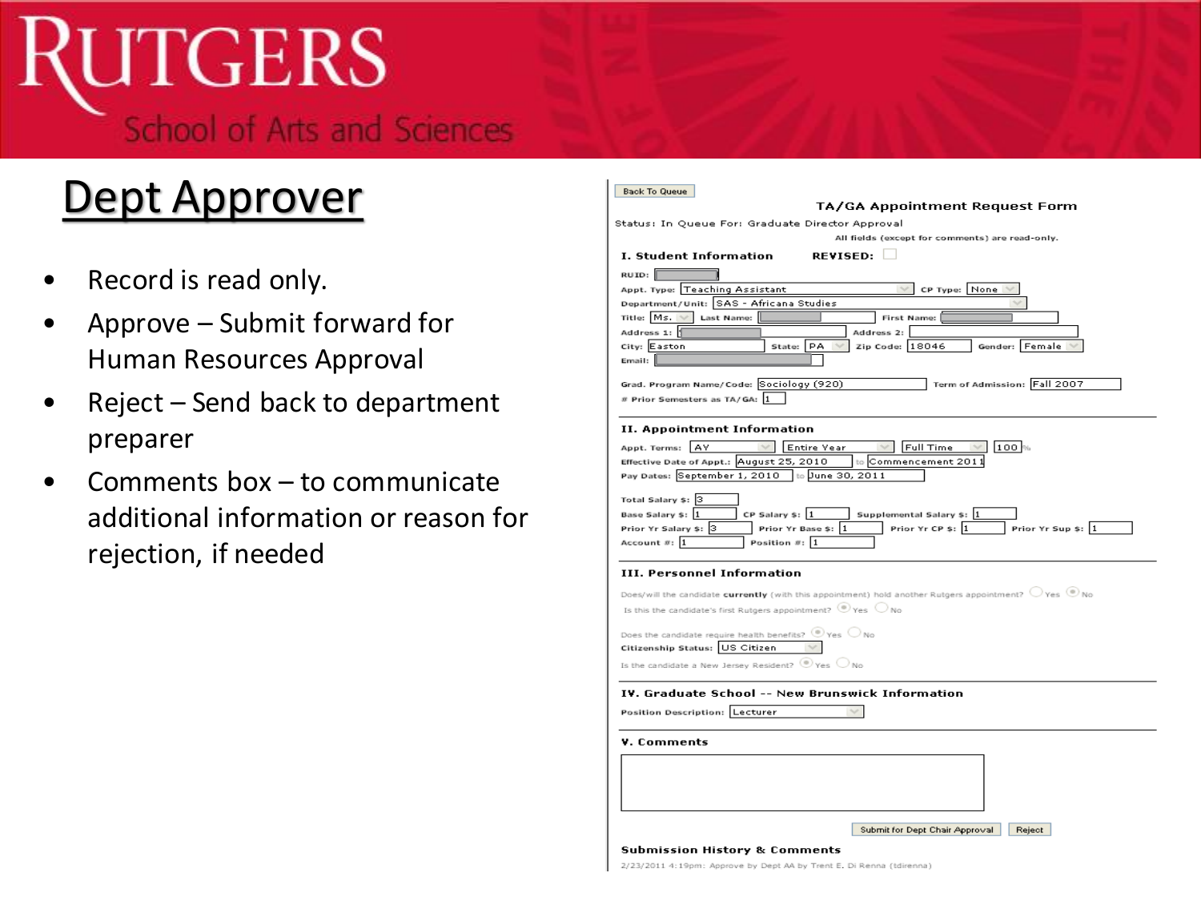# Dept Approver

- Record is read only.
- Approve – Submit forward for Human Resources Approval
- Reject – Send back to department preparer
- Comments box – to communicate additional information or reason for rejection, if needed

Back To Queue

**TA/GA Appointment Request Form**

Status: In Queue For: Graduate Director Approval

All fields (except for comments) are read-only.

**I. Student Information** **REVISED:**

RUID:

Appt. Type: Teaching Assistant CP Type: None

Department/Unit: SAS - Africana Studies

Title: Ms. Last Name: First Name:

Address 1: Address 2:

City: Easton State: PA Zip Code: 18046 Gender: Female

Email:

Grad. Program Name/Code: Sociology (920) Term of Admission: Fall 2007

# Prior Semesters as TA/GA: 1

**II. Appointment Information**

Appt. Terms: AY Entire Year Full Time 100 %

Effective Date of Appt.: August 25, 2010 to Commencement 2011

Pay Dates: September 1, 2010 to June 30, 2011

Total Salary $: 3

Base Salary $: 1 CP Salary $: 1 Supplemental Salary $: 1

Prior Yr Salary $: 3 Prior Yr Base $: 1 Prior Yr CP $: 1 Prior Yr Sup $: 1

Account #: 1 Position #: 1

**III. Personnel Information**

Does/will the candidate **currently** (with this appointment) hold another Rutgers appointment? Yes No

Is this the candidate's first Rutgers appointment? Yes No

Does the candidate require health benefits? Yes No

Citizenship Status: US Citizen

Is the candidate a New Jersey Resident? Yes No

**IV. Graduate School -- New Brunswick Information**

Position Description: Lecturer

**V. Comments**

Submit for Dept Chair Approval | Reject

**Submission History & Comments**

2/23/2011 4:19pm: Approve by Dept AA by Trent E. Di Renna (tdirenna)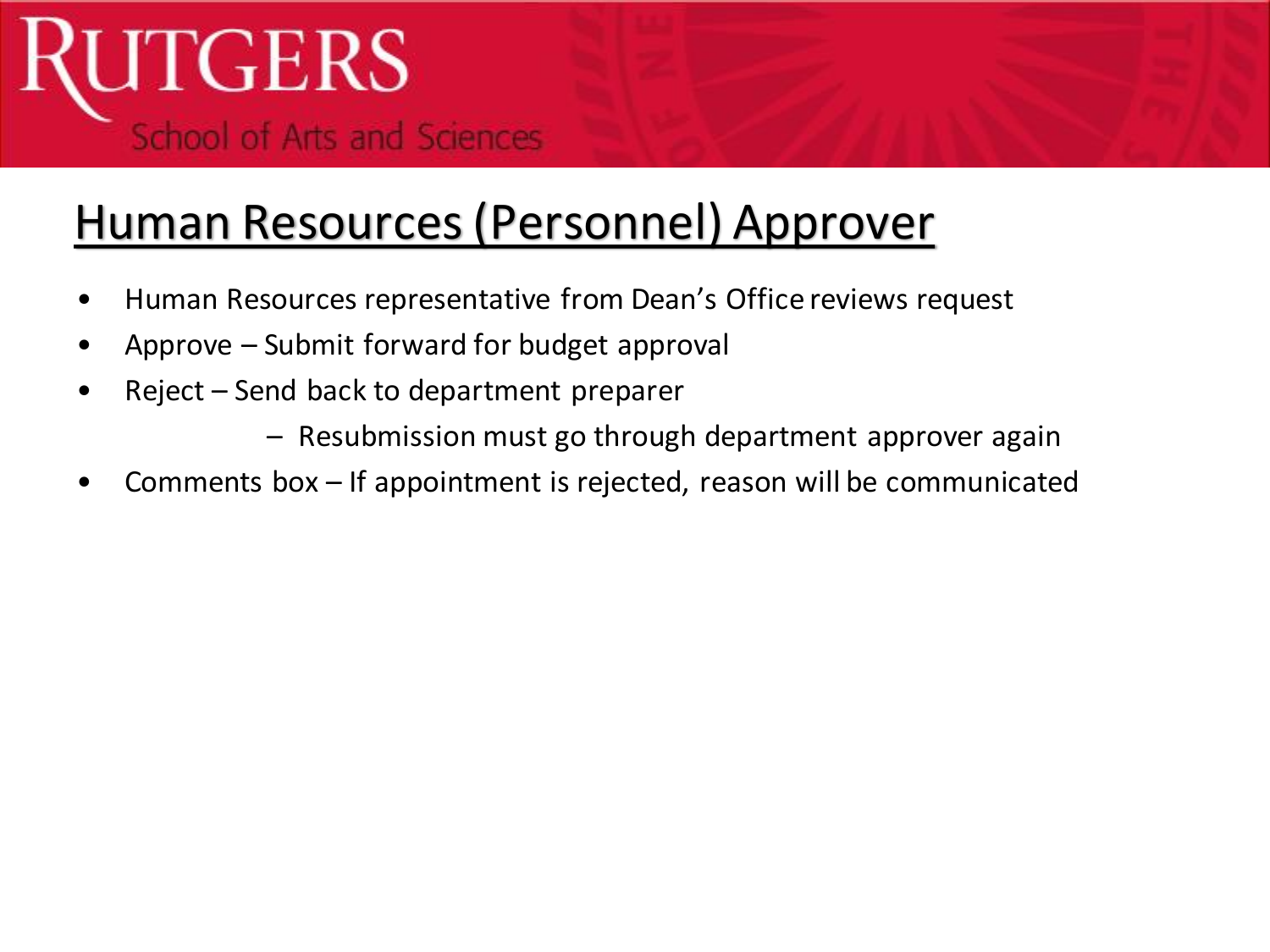## Human Resources (Personnel) Approver

- Human Resources representative from Dean's Office reviews request
- Approve – Submit forward for budget approval
- Reject – Send back to department preparer
  - Resubmission must go through department approver again
- Comments box – If appointment is rejected, reason will be communicated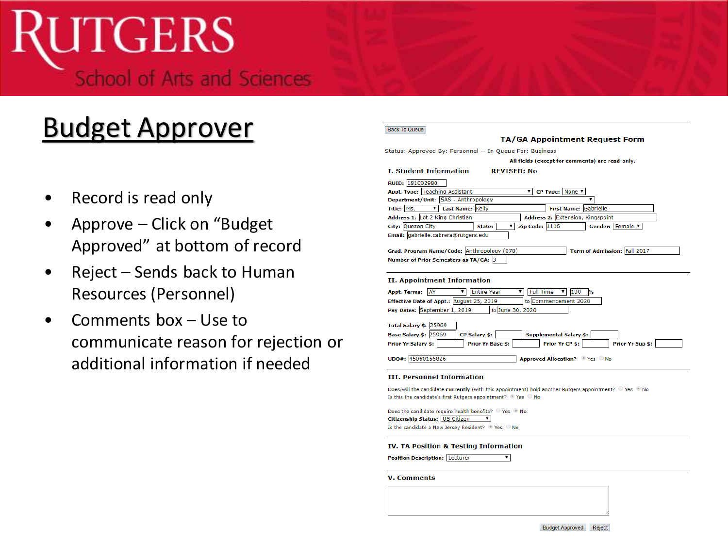# Budget Approver

- Record is read only
- Approve – Click on "Budget Approved" at bottom of record
- Reject – Sends back to Human Resources (Personnel)
- Comments box – Use to communicate reason for rejection or additional information if needed

Back To Queue

## TA/GA Appointment Request Form

Status: Approved By: Personnel -- In Queue For: Business

All fields (except for comments) are read-only.

### I. Student Information REVISED: No

RUID: 181002980

Appt. Type: Teaching Assistant CP Type: None

Department/Unit: SAS - Anthropology

Title: Ms. Last Name: Kelly First Name: Gabrielle

Address 1: Lot 2 King Christian Address 2: Extension, Kingspoint

City: Quezon City State: Zip Code: 1116 Gender: Female

Email: gabrielle.cabrera@rutgers.edu

Grad. Program Name/Code: Anthropology (070) Term of Admission: Fall 2017

Number of Prior Semesters as TA/GA: 3

### II. Appointment Information

Appt. Terms: AY Entire Year Full Time 100 %

Effective Date of Appt.: August 25, 2019 to Commencement 2020

Pay Dates: September 1, 2019 to June 30, 2020

Total Salary $: 25969

Base Salary $: 25969 CP Salary $: Supplemental Salary $:

Prior Yr Salary $: Prior Yr Base $: Prior Yr CP $: Prior Yr Sup $:

UDO#: 45060155826 Approved Allocation? Yes No

### III. Personnel Information

Does/will the candidate **currently** (with this appointment) hold another Rutgers appointment? Yes No

Is this the candidate's first Rutgers appointment? Yes No

Does the candidate require health benefits? Yes No

Citizenship Status: US Citizen

Is the candidate a New Jersey Resident? Yes No

### IV. TA Position & Testing Information

Position Description: Lecturer

### V. Comments

Budget Approved Reject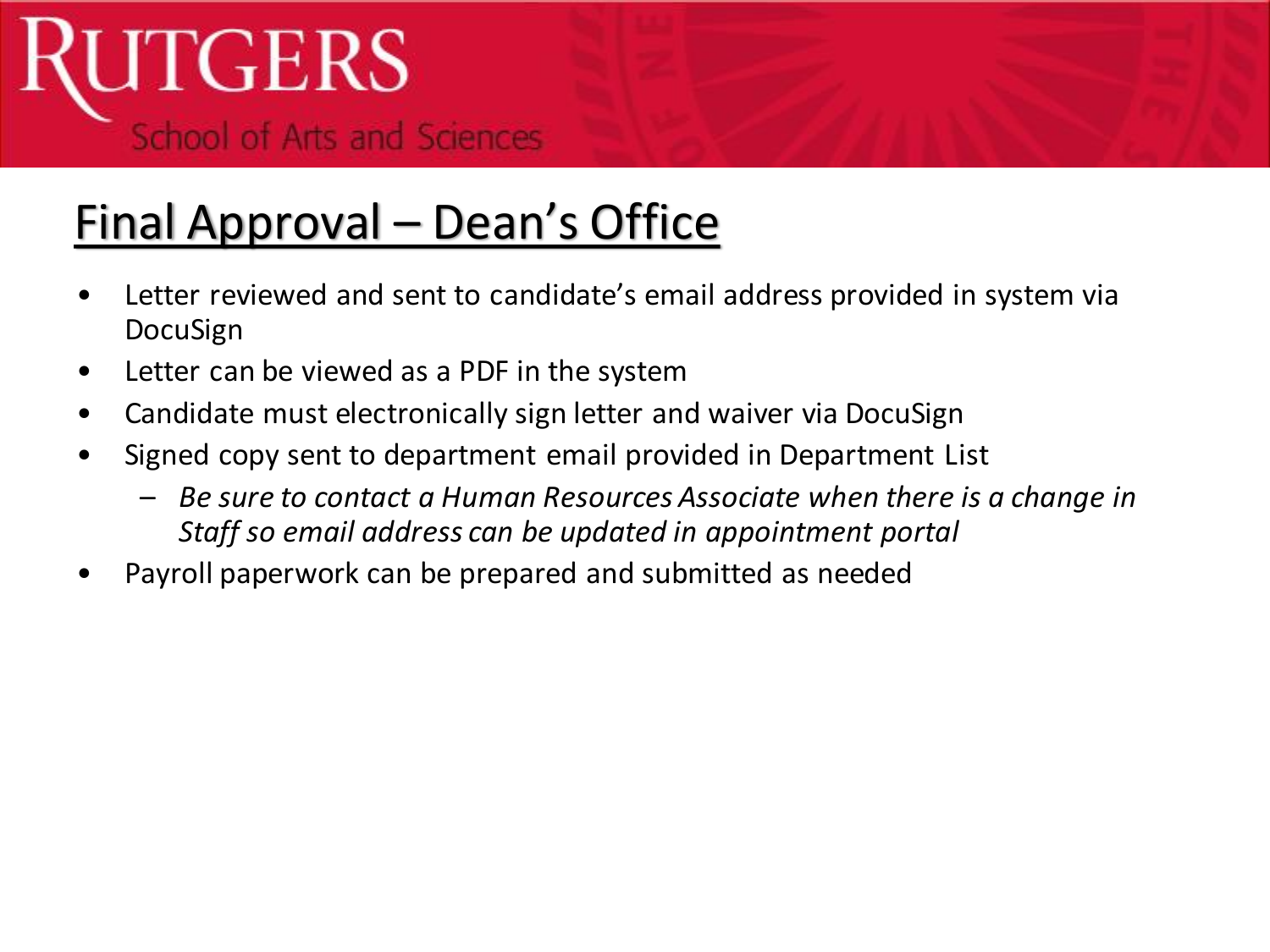# Final Approval – Dean's Office

- Letter reviewed and sent to candidate's email address provided in system via DocuSign
- Letter can be viewed as a PDF in the system
- Candidate must electronically sign letter and waiver via DocuSign
- Signed copy sent to department email provided in Department List
  - *Be sure to contact a Human Resources Associate when there is a change in Staff so email address can be updated in appointment portal*
- Payroll paperwork can be prepared and submitted as needed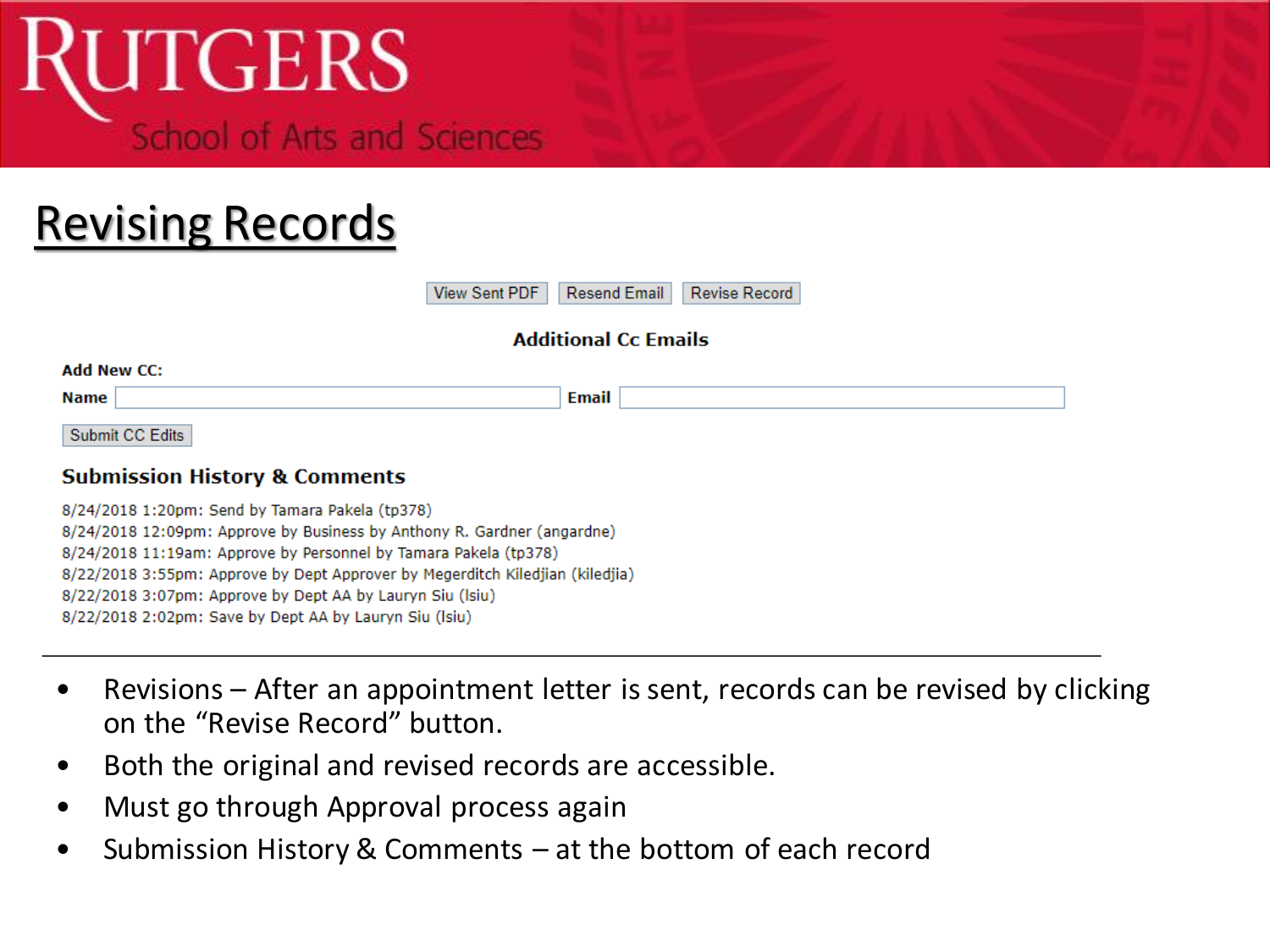# Revising Records

View Sent PDF | Resend Email | Revise Record

**Additional Cc Emails**

**Add New CC:**

**Name** | **Email**

Submit CC Edits

### Submission History & Comments

8/24/2018 1:20pm: Send by Tamara Pakela (tp378)
8/24/2018 12:09pm: Approve by Business by Anthony R. Gardner (angardne)
8/24/2018 11:19am: Approve by Personnel by Tamara Pakela (tp378)
8/22/2018 3:55pm: Approve by Dept Approver by Megerditch Kiledjian (kiledjia)
8/22/2018 3:07pm: Approve by Dept AA by Lauryn Siu (lsiu)
8/22/2018 2:02pm: Save by Dept AA by Lauryn Siu (lsiu)

---

- Revisions – After an appointment letter is sent, records can be revised by clicking on the "Revise Record" button.
- Both the original and revised records are accessible.
- Must go through Approval process again
- Submission History & Comments – at the bottom of each record